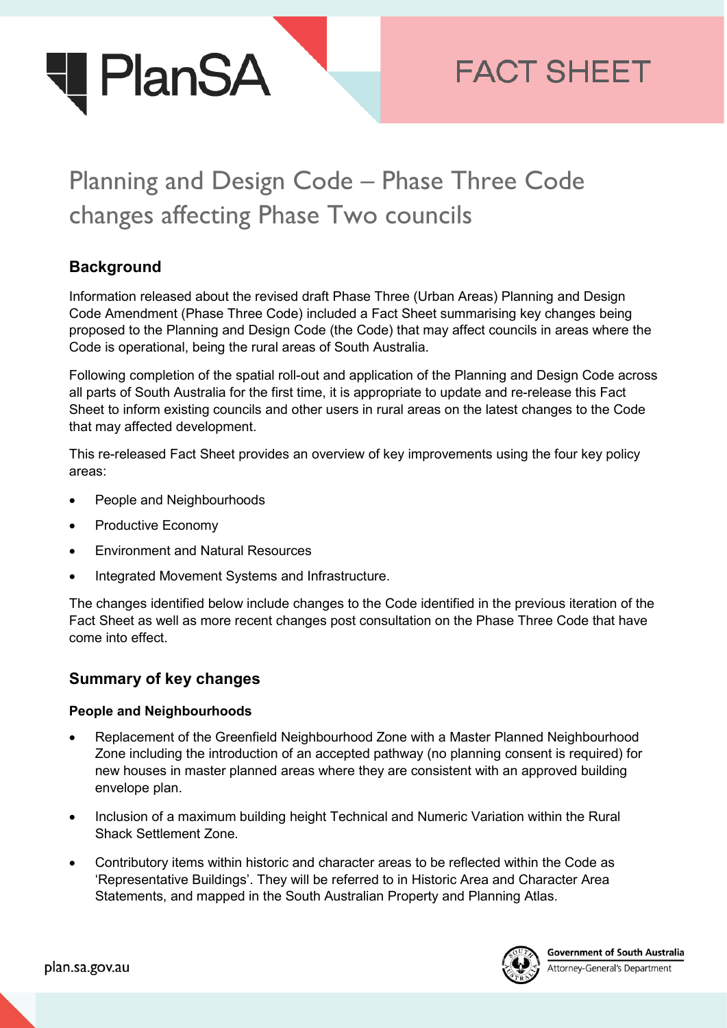FACT SHEET

# Planning and Design Code – Phase Three Code changes affecting Phase Two councils

## Background

Information released about the revised draft Phase Three (Urban Areas) Planning and Design Code Amendment (Phase Three Code) included a Fact Sheet summarising key changes being proposed to the Planning and Design Code (the Code) that may affect councils in areas where the Code is operational, being the rural areas of South Australia.

Following completion of the spatial roll-out and application of the Planning and Design Code across all parts of South Australia for the first time, it is appropriate to update and re-release this Fact Sheet to inform existing councils and other users in rural areas on the latest changes to the Code that may affected development.

This re-released Fact Sheet provides an overview of key improvements using the four key policy areas:

- People and Neighbourhoods
- Productive Economy
- Environment and Natural Resources
- Integrated Movement Systems and Infrastructure.

The changes identified below include changes to the Code identified in the previous iteration of the Fact Sheet as well as more recent changes post consultation on the Phase Three Code that have come into effect.

## Summary of key changes

### People and Neighbourhoods

- Replacement of the Greenfield Neighbourhood Zone with a Master Planned Neighbourhood Zone including the introduction of an accepted pathway (no planning consent is required) for new houses in master planned areas where they are consistent with an approved building envelope plan.
- Inclusion of a maximum building height Technical and Numeric Variation within the Rural Shack Settlement Zone.
- Contributory items within historic and character areas to be reflected within the Code as 'Representative Buildings'. They will be referred to in Historic Area and Character Area Statements, and mapped in the South Australian Property and Planning Atlas.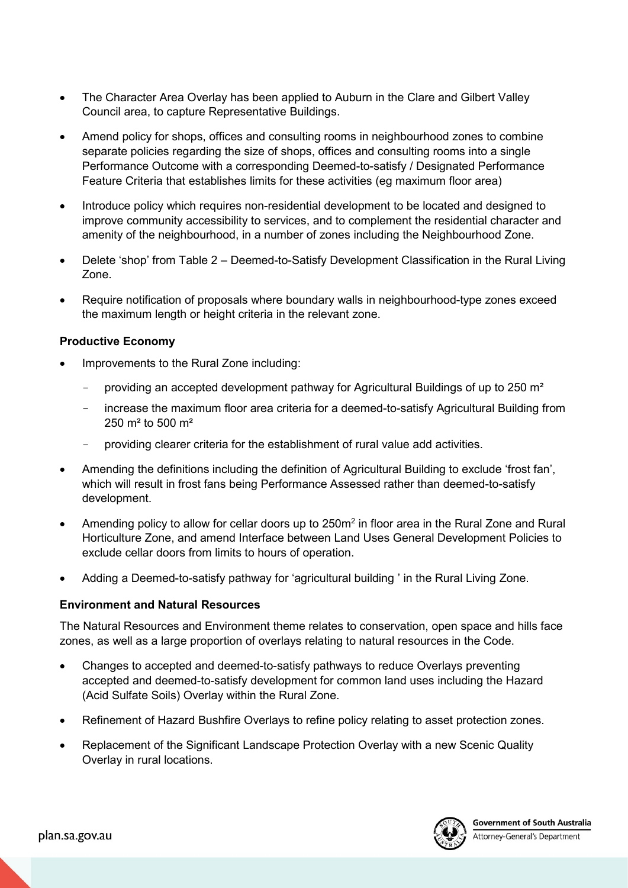- The Character Area Overlay has been applied to Auburn in the Clare and Gilbert Valley Council area, to capture Representative Buildings.
- Amend policy for shops, offices and consulting rooms in neighbourhood zones to combine separate policies regarding the size of shops, offices and consulting rooms into a single Performance Outcome with a corresponding Deemed-to-satisfy / Designated Performance Feature Criteria that establishes limits for these activities (eg maximum floor area)
- Introduce policy which requires non-residential development to be located and designed to improve community accessibility to services, and to complement the residential character and amenity of the neighbourhood, in a number of zones including the Neighbourhood Zone.
- Delete 'shop' from Table 2 – Deemed-to-Satisfy Development Classification in the Rural Living Zone.
- Require notification of proposals where boundary walls in neighbourhood-type zones exceed the maximum length or height criteria in the relevant zone.

**Productive Economy**

- Improvements to the Rural Zone including:
  - providing an accepted development pathway for Agricultural Buildings of up to 250 m²
  - increase the maximum floor area criteria for a deemed-to-satisfy Agricultural Building from 250 m² to 500 m²
  - providing clearer criteria for the establishment of rural value add activities.
- Amending the definitions including the definition of Agricultural Building to exclude 'frost fan', which will result in frost fans being Performance Assessed rather than deemed-to-satisfy development.
- Amending policy to allow for cellar doors up to 250m² in floor area in the Rural Zone and Rural Horticulture Zone, and amend Interface between Land Uses General Development Policies to exclude cellar doors from limits to hours of operation.
- Adding a Deemed-to-satisfy pathway for 'agricultural building ' in the Rural Living Zone.

**Environment and Natural Resources**

The Natural Resources and Environment theme relates to conservation, open space and hills face zones, as well as a large proportion of overlays relating to natural resources in the Code.

- Changes to accepted and deemed-to-satisfy pathways to reduce Overlays preventing accepted and deemed-to-satisfy development for common land uses including the Hazard (Acid Sulfate Soils) Overlay within the Rural Zone.
- Refinement of Hazard Bushfire Overlays to refine policy relating to asset protection zones.
- Replacement of the Significant Landscape Protection Overlay with a new Scenic Quality Overlay in rural locations.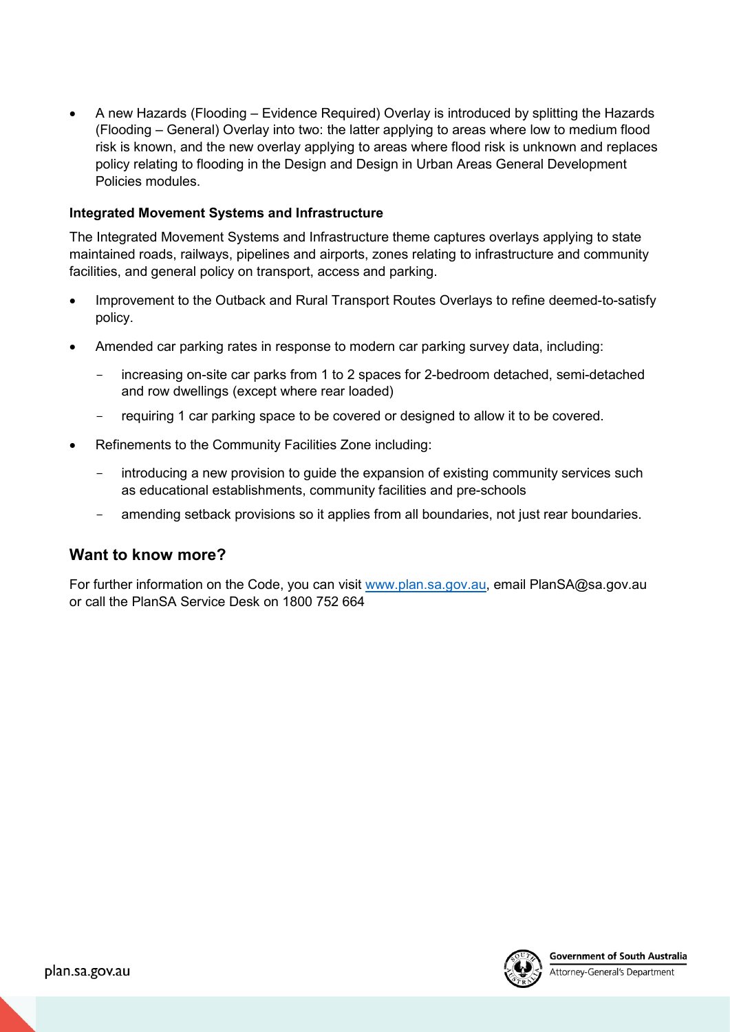- A new Hazards (Flooding – Evidence Required) Overlay is introduced by splitting the Hazards (Flooding – General) Overlay into two: the latter applying to areas where low to medium flood risk is known, and the new overlay applying to areas where flood risk is unknown and replaces policy relating to flooding in the Design and Design in Urban Areas General Development Policies modules.

**Integrated Movement Systems and Infrastructure**

The Integrated Movement Systems and Infrastructure theme captures overlays applying to state maintained roads, railways, pipelines and airports, zones relating to infrastructure and community facilities, and general policy on transport, access and parking.

- Improvement to the Outback and Rural Transport Routes Overlays to refine deemed-to-satisfy policy.
- Amended car parking rates in response to modern car parking survey data, including:
  - increasing on-site car parks from 1 to 2 spaces for 2-bedroom detached, semi-detached and row dwellings (except where rear loaded)
  - requiring 1 car parking space to be covered or designed to allow it to be covered.
- Refinements to the Community Facilities Zone including:
  - introducing a new provision to guide the expansion of existing community services such as educational establishments, community facilities and pre-schools
  - amending setback provisions so it applies from all boundaries, not just rear boundaries.

## Want to know more?

For further information on the Code, you can visit [www.plan.sa.gov.au](http://www.plan.sa.gov.au), email PlanSA@sa.gov.au or call the PlanSA Service Desk on 1800 752 664